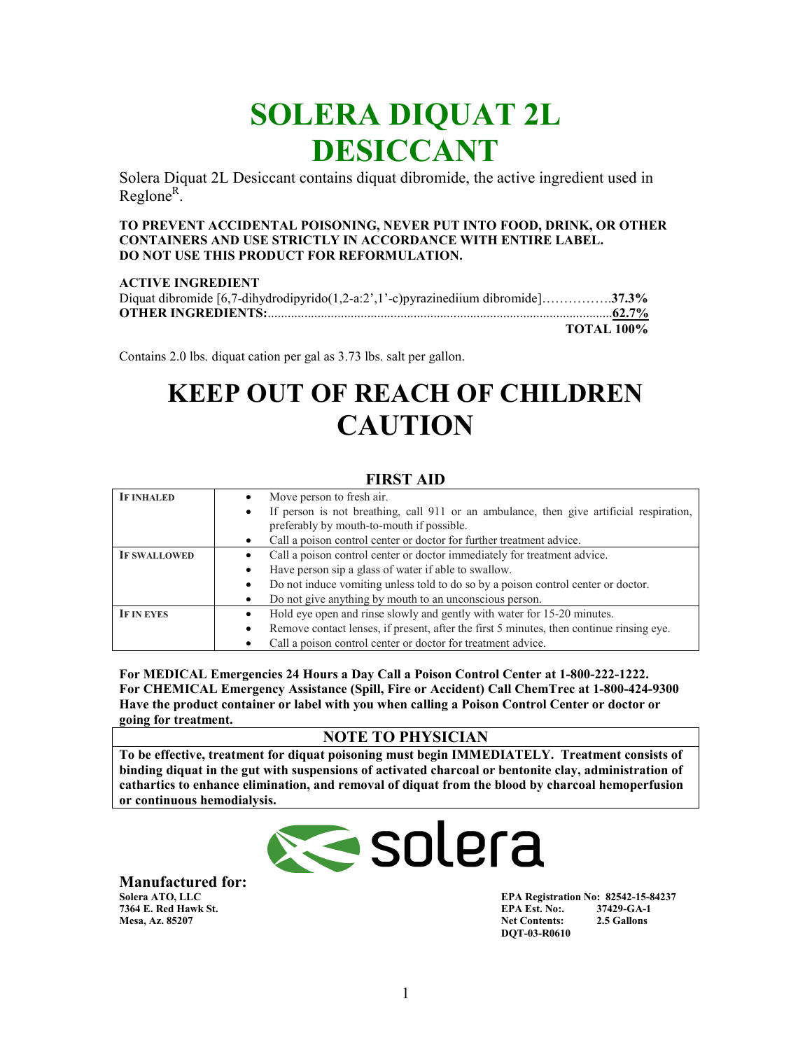# SOLERA DIQUAT 2L DESICCANT

Solera Diquat 2L Desiccant contains diquat dibromide, the active ingredient used in Reglone[R].

**TO PREVENT ACCIDENTAL POISONING, NEVER PUT INTO FOOD, DRINK, OR OTHER CONTAINERS AND USE STRICTLY IN ACCORDANCE WITH ENTIRE LABEL.**
**DO NOT USE THIS PRODUCT FOR REFORMULATION.**

**ACTIVE INGREDIENT**

| | |
|---|---|
| Diquat dibromide [6,7-dihydrodipyrido(1,2-a:2',1'-c)pyrazinediium dibromide]……………. | **37.3%** |
| **OTHER INGREDIENTS:**…………………………………………………………………… | **62.7%** |
| | **TOTAL 100%** |

Contains 2.0 lbs. diquat cation per gal as 3.73 lbs. salt per gallon.

# KEEP OUT OF REACH OF CHILDREN CAUTION

## FIRST AID

| | |
|---|---|
| **IF INHALED** | • Move person to fresh air.<br>• If person is not breathing, call 911 or an ambulance, then give artificial respiration, preferably by mouth-to-mouth if possible.<br>• Call a poison control center or doctor for further treatment advice. |
| **IF SWALLOWED** | • Call a poison control center or doctor immediately for treatment advice.<br>• Have person sip a glass of water if able to swallow.<br>• Do not induce vomiting unless told to do so by a poison control center or doctor.<br>• Do not give anything by mouth to an unconscious person. |
| **IF IN EYES** | • Hold eye open and rinse slowly and gently with water for 15-20 minutes.<br>• Remove contact lenses, if present, after the first 5 minutes, then continue rinsing eye.<br>• Call a poison control center or doctor for treatment advice. |

**For MEDICAL Emergencies 24 Hours a Day Call a Poison Control Center at 1-800-222-1222.**
**For CHEMICAL Emergency Assistance (Spill, Fire or Accident) Call ChemTrec at 1-800-424-9300**
**Have the product container or label with you when calling a Poison Control Center or doctor or going for treatment.**

## NOTE TO PHYSICIAN

**To be effective, treatment for diquat poisoning must begin IMMEDIATELY. Treatment consists of binding diquat in the gut with suspensions of activated charcoal or bentonite clay, administration of cathartics to enhance elimination, and removal of diquat from the blood by charcoal hemoperfusion or continuous hemodialysis.**

solera

**Manufactured for:**
**Solera ATO, LLC**
**7364 E. Red Hawk St.**
**Mesa, Az. 85207**

**EPA Registration No: 82542-15-84237**
**EPA Est. No:. 37429-GA-1**
**Net Contents: 2.5 Gallons**
**DQT-03-R0610**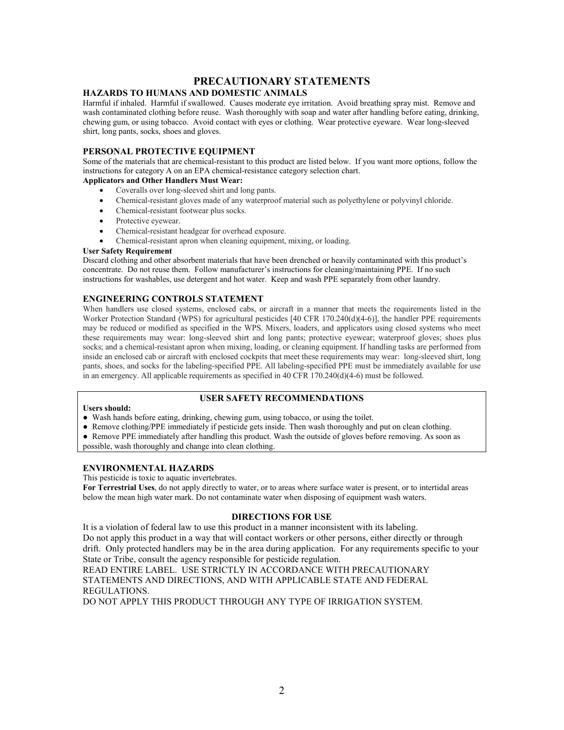# PRECAUTIONARY STATEMENTS

## HAZARDS TO HUMANS AND DOMESTIC ANIMALS

Harmful if inhaled. Harmful if swallowed. Causes moderate eye irritation. Avoid breathing spray mist. Remove and wash contaminated clothing before reuse. Wash thoroughly with soap and water after handling before eating, drinking, chewing gum, or using tobacco. Avoid contact with eyes or clothing. Wear protective eyeware. Wear long-sleeved shirt, long pants, socks, shoes and gloves.

## PERSONAL PROTECTIVE EQUIPMENT

Some of the materials that are chemical-resistant to this product are listed below. If you want more options, follow the instructions for category A on an EPA chemical-resistance category selection chart.

**Applicators and Other Handlers Must Wear:**

- Coveralls over long-sleeved shirt and long pants.
- Chemical-resistant gloves made of any waterproof material such as polyethylene or polyvinyl chloride.
- Chemical-resistant footwear plus socks.
- Protective eyewear.
- Chemical-resistant headgear for overhead exposure.
- Chemical-resistant apron when cleaning equipment, mixing, or loading.

**User Safety Requirement**

Discard clothing and other absorbent materials that have been drenched or heavily contaminated with this product's concentrate. Do not reuse them. Follow manufacturer's instructions for cleaning/maintaining PPE. If no such instructions for washables, use detergent and hot water. Keep and wash PPE separately from other laundry.

## ENGINEERING CONTROLS STATEMENT

When handlers use closed systems, enclosed cabs, or aircraft in a manner that meets the requirements listed in the Worker Protection Standard (WPS) for agricultural pesticides [40 CFR 170.240(d)(4-6)], the handler PPE requirements may be reduced or modified as specified in the WPS. Mixers, loaders, and applicators using closed systems who meet these requirements may wear: long-sleeved shirt and long pants; protective eyewear; waterproof gloves; shoes plus socks; and a chemical-resistant apron when mixing, loading, or cleaning equipment. If handling tasks are performed from inside an enclosed cab or aircraft with enclosed cockpits that meet these requirements may wear: long-sleeved shirt, long pants, shoes, and socks for the labeling-specified PPE. All labeling-specified PPE must be immediately available for use in an emergency. All applicable requirements as specified in 40 CFR 170.240(d)(4-6) must be followed.

## USER SAFETY RECOMMENDATIONS

**Users should:**

- Wash hands before eating, drinking, chewing gum, using tobacco, or using the toilet.
- Remove clothing/PPE immediately if pesticide gets inside. Then wash thoroughly and put on clean clothing.
- Remove PPE immediately after handling this product. Wash the outside of gloves before removing. As soon as possible, wash thoroughly and change into clean clothing.

## ENVIRONMENTAL HAZARDS

This pesticide is toxic to aquatic invertebrates.

**For Terrestrial Uses**, do not apply directly to water, or to areas where surface water is present, or to intertidal areas below the mean high water mark. Do not contaminate water when disposing of equipment wash waters.

## DIRECTIONS FOR USE

It is a violation of federal law to use this product in a manner inconsistent with its labeling.
Do not apply this product in a way that will contact workers or other persons, either directly or through drift. Only protected handlers may be in the area during application. For any requirements specific to your State or Tribe, consult the agency responsible for pesticide regulation.
READ ENTIRE LABEL. USE STRICTLY IN ACCORDANCE WITH PRECAUTIONARY STATEMENTS AND DIRECTIONS, AND WITH APPLICABLE STATE AND FEDERAL REGULATIONS.
DO NOT APPLY THIS PRODUCT THROUGH ANY TYPE OF IRRIGATION SYSTEM.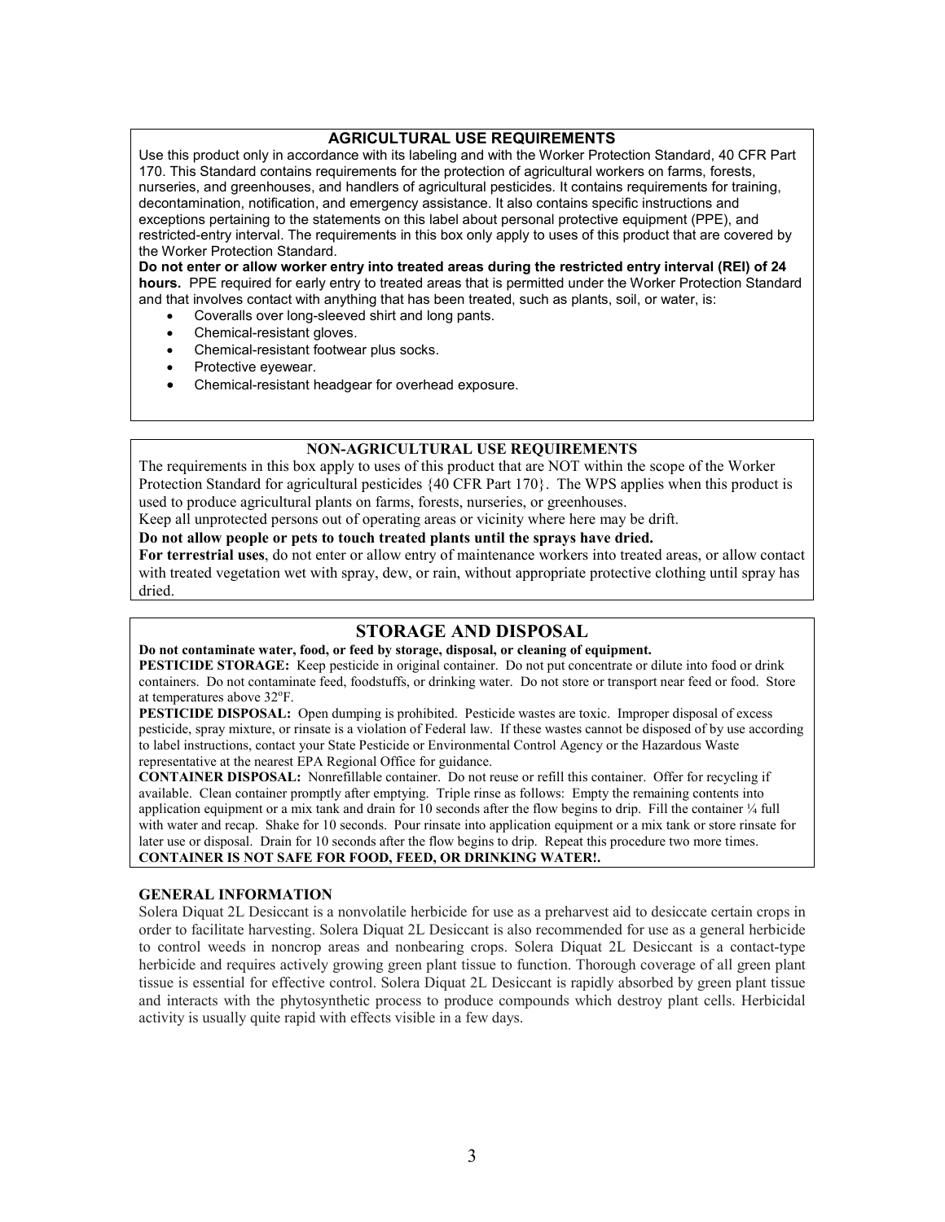## AGRICULTURAL USE REQUIREMENTS

Use this product only in accordance with its labeling and with the Worker Protection Standard, 40 CFR Part 170. This Standard contains requirements for the protection of agricultural workers on farms, forests, nurseries, and greenhouses, and handlers of agricultural pesticides. It contains requirements for training, decontamination, notification, and emergency assistance. It also contains specific instructions and exceptions pertaining to the statements on this label about personal protective equipment (PPE), and restricted-entry interval. The requirements in this box only apply to uses of this product that are covered by the Worker Protection Standard.

**Do not enter or allow worker entry into treated areas during the restricted entry interval (REI) of 24 hours.** PPE required for early entry to treated areas that is permitted under the Worker Protection Standard and that involves contact with anything that has been treated, such as plants, soil, or water, is:

- Coveralls over long-sleeved shirt and long pants.
- Chemical-resistant gloves.
- Chemical-resistant footwear plus socks.
- Protective eyewear.
- Chemical-resistant headgear for overhead exposure.

## NON-AGRICULTURAL USE REQUIREMENTS

The requirements in this box apply to uses of this product that are NOT within the scope of the Worker Protection Standard for agricultural pesticides {40 CFR Part 170}. The WPS applies when this product is used to produce agricultural plants on farms, forests, nurseries, or greenhouses.

Keep all unprotected persons out of operating areas or vicinity where here may be drift.

**Do not allow people or pets to touch treated plants until the sprays have dried.**

**For terrestrial uses**, do not enter or allow entry of maintenance workers into treated areas, or allow contact with treated vegetation wet with spray, dew, or rain, without appropriate protective clothing until spray has dried.

## STORAGE AND DISPOSAL

**Do not contaminate water, food, or feed by storage, disposal, or cleaning of equipment.**

**PESTICIDE STORAGE:** Keep pesticide in original container. Do not put concentrate or dilute into food or drink containers. Do not contaminate feed, foodstuffs, or drinking water. Do not store or transport near feed or food. Store at temperatures above 32°F.

**PESTICIDE DISPOSAL:** Open dumping is prohibited. Pesticide wastes are toxic. Improper disposal of excess pesticide, spray mixture, or rinsate is a violation of Federal law. If these wastes cannot be disposed of by use according to label instructions, contact your State Pesticide or Environmental Control Agency or the Hazardous Waste representative at the nearest EPA Regional Office for guidance.

**CONTAINER DISPOSAL:** Nonrefillable container. Do not reuse or refill this container. Offer for recycling if available. Clean container promptly after emptying. Triple rinse as follows: Empty the remaining contents into application equipment or a mix tank and drain for 10 seconds after the flow begins to drip. Fill the container ¼ full with water and recap. Shake for 10 seconds. Pour rinsate into application equipment or a mix tank or store rinsate for later use or disposal. Drain for 10 seconds after the flow begins to drip. Repeat this procedure two more times.

**CONTAINER IS NOT SAFE FOR FOOD, FEED, OR DRINKING WATER!.**

### GENERAL INFORMATION

Solera Diquat 2L Desiccant is a nonvolatile herbicide for use as a preharvest aid to desiccate certain crops in order to facilitate harvesting. Solera Diquat 2L Desiccant is also recommended for use as a general herbicide to control weeds in noncrop areas and nonbearing crops. Solera Diquat 2L Desiccant is a contact-type herbicide and requires actively growing green plant tissue to function. Thorough coverage of all green plant tissue is essential for effective control. Solera Diquat 2L Desiccant is rapidly absorbed by green plant tissue and interacts with the phytosynthetic process to produce compounds which destroy plant cells. Herbicidal activity is usually quite rapid with effects visible in a few days.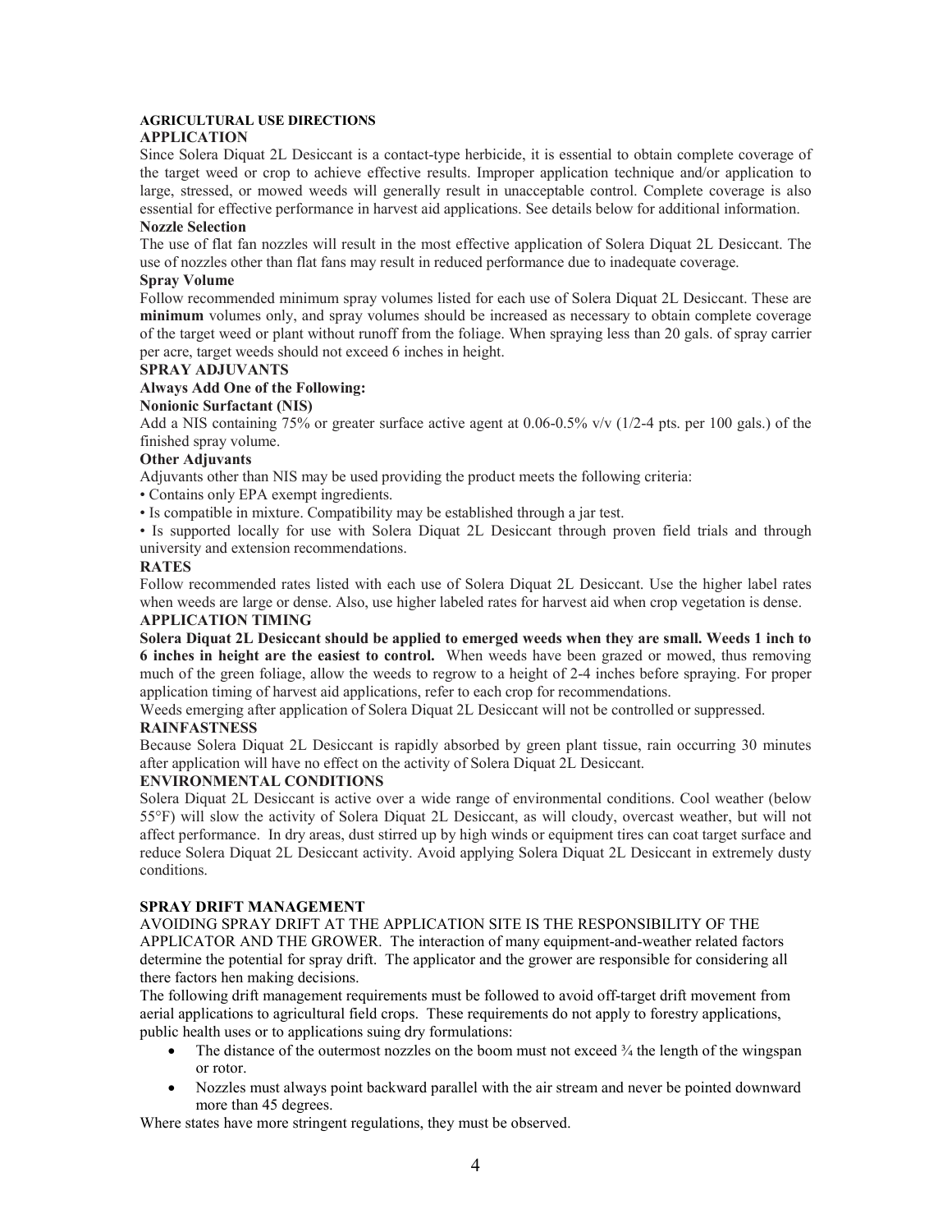## AGRICULTURAL USE DIRECTIONS

### APPLICATION

Since Solera Diquat 2L Desiccant is a contact-type herbicide, it is essential to obtain complete coverage of the target weed or crop to achieve effective results. Improper application technique and/or application to large, stressed, or mowed weeds will generally result in unacceptable control. Complete coverage is also essential for effective performance in harvest aid applications. See details below for additional information.

#### Nozzle Selection

The use of flat fan nozzles will result in the most effective application of Solera Diquat 2L Desiccant. The use of nozzles other than flat fans may result in reduced performance due to inadequate coverage.

#### Spray Volume

Follow recommended minimum spray volumes listed for each use of Solera Diquat 2L Desiccant. These are **minimum** volumes only, and spray volumes should be increased as necessary to obtain complete coverage of the target weed or plant without runoff from the foliage. When spraying less than 20 gals. of spray carrier per acre, target weeds should not exceed 6 inches in height.

### SPRAY ADJUVANTS

#### Always Add One of the Following:

#### Nonionic Surfactant (NIS)

Add a NIS containing 75% or greater surface active agent at 0.06-0.5% v/v (1/2-4 pts. per 100 gals.) of the finished spray volume.

#### Other Adjuvants

Adjuvants other than NIS may be used providing the product meets the following criteria:

- Contains only EPA exempt ingredients.
- Is compatible in mixture. Compatibility may be established through a jar test.
- Is supported locally for use with Solera Diquat 2L Desiccant through proven field trials and through university and extension recommendations.

### RATES

Follow recommended rates listed with each use of Solera Diquat 2L Desiccant. Use the higher label rates when weeds are large or dense. Also, use higher labeled rates for harvest aid when crop vegetation is dense.

### APPLICATION TIMING

**Solera Diquat 2L Desiccant should be applied to emerged weeds when they are small. Weeds 1 inch to 6 inches in height are the easiest to control.** When weeds have been grazed or mowed, thus removing much of the green foliage, allow the weeds to regrow to a height of 2-4 inches before spraying. For proper application timing of harvest aid applications, refer to each crop for recommendations.

Weeds emerging after application of Solera Diquat 2L Desiccant will not be controlled or suppressed.

### RAINFASTNESS

Because Solera Diquat 2L Desiccant is rapidly absorbed by green plant tissue, rain occurring 30 minutes after application will have no effect on the activity of Solera Diquat 2L Desiccant.

### ENVIRONMENTAL CONDITIONS

Solera Diquat 2L Desiccant is active over a wide range of environmental conditions. Cool weather (below 55°F) will slow the activity of Solera Diquat 2L Desiccant, as will cloudy, overcast weather, but will not affect performance. In dry areas, dust stirred up by high winds or equipment tires can coat target surface and reduce Solera Diquat 2L Desiccant activity. Avoid applying Solera Diquat 2L Desiccant in extremely dusty conditions.

### SPRAY DRIFT MANAGEMENT

AVOIDING SPRAY DRIFT AT THE APPLICATION SITE IS THE RESPONSIBILITY OF THE APPLICATOR AND THE GROWER. The interaction of many equipment-and-weather related factors determine the potential for spray drift. The applicator and the grower are responsible for considering all there factors hen making decisions.

The following drift management requirements must be followed to avoid off-target drift movement from aerial applications to agricultural field crops. These requirements do not apply to forestry applications, public health uses or to applications suing dry formulations:

- The distance of the outermost nozzles on the boom must not exceed ¾ the length of the wingspan or rotor.
- Nozzles must always point backward parallel with the air stream and never be pointed downward more than 45 degrees.

Where states have more stringent regulations, they must be observed.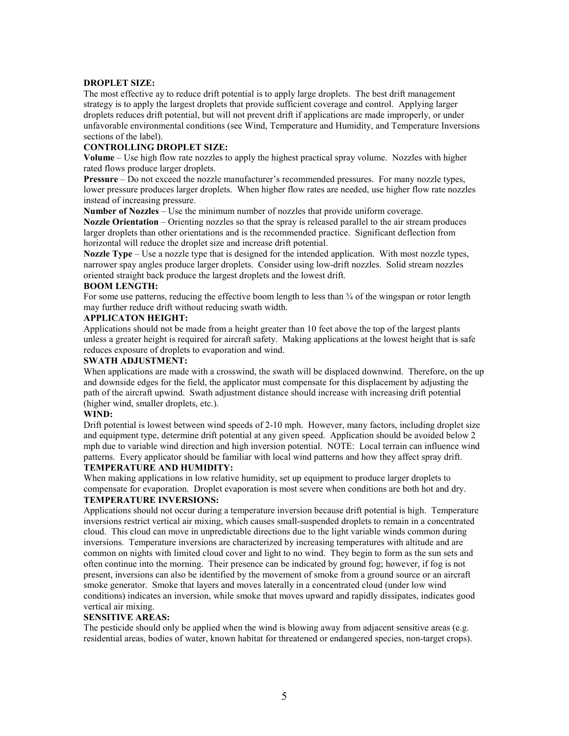**DROPLET SIZE:**

The most effective ay to reduce drift potential is to apply large droplets. The best drift management strategy is to apply the largest droplets that provide sufficient coverage and control. Applying larger droplets reduces drift potential, but will not prevent drift if applications are made improperly, or under unfavorable environmental conditions (see Wind, Temperature and Humidity, and Temperature Inversions sections of the label).

**CONTROLLING DROPLET SIZE:**

**Volume** – Use high flow rate nozzles to apply the highest practical spray volume. Nozzles with higher rated flows produce larger droplets.

**Pressure** – Do not exceed the nozzle manufacturer's recommended pressures. For many nozzle types, lower pressure produces larger droplets. When higher flow rates are needed, use higher flow rate nozzles instead of increasing pressure.

**Number of Nozzles** – Use the minimum number of nozzles that provide uniform coverage.

**Nozzle Orientation** – Orienting nozzles so that the spray is released parallel to the air stream produces larger droplets than other orientations and is the recommended practice. Significant deflection from horizontal will reduce the droplet size and increase drift potential.

**Nozzle Type** – Use a nozzle type that is designed for the intended application. With most nozzle types, narrower spay angles produce larger droplets. Consider using low-drift nozzles. Solid stream nozzles oriented straight back produce the largest droplets and the lowest drift.

**BOOM LENGTH:**

For some use patterns, reducing the effective boom length to less than ¾ of the wingspan or rotor length may further reduce drift without reducing swath width.

**APPLICATON HEIGHT:**

Applications should not be made from a height greater than 10 feet above the top of the largest plants unless a greater height is required for aircraft safety. Making applications at the lowest height that is safe reduces exposure of droplets to evaporation and wind.

**SWATH ADJUSTMENT:**

When applications are made with a crosswind, the swath will be displaced downwind. Therefore, on the up and downside edges for the field, the applicator must compensate for this displacement by adjusting the path of the aircraft upwind. Swath adjustment distance should increase with increasing drift potential (higher wind, smaller droplets, etc.).

**WIND:**

Drift potential is lowest between wind speeds of 2-10 mph. However, many factors, including droplet size and equipment type, determine drift potential at any given speed. Application should be avoided below 2 mph due to variable wind direction and high inversion potential. NOTE: Local terrain can influence wind patterns. Every applicator should be familiar with local wind patterns and how they affect spray drift.

**TEMPERATURE AND HUMIDITY:**

When making applications in low relative humidity, set up equipment to produce larger droplets to compensate for evaporation. Droplet evaporation is most severe when conditions are both hot and dry.

**TEMPERATURE INVERSIONS:**

Applications should not occur during a temperature inversion because drift potential is high. Temperature inversions restrict vertical air mixing, which causes small-suspended droplets to remain in a concentrated cloud. This cloud can move in unpredictable directions due to the light variable winds common during inversions. Temperature inversions are characterized by increasing temperatures with altitude and are common on nights with limited cloud cover and light to no wind. They begin to form as the sun sets and often continue into the morning. Their presence can be indicated by ground fog; however, if fog is not present, inversions can also be identified by the movement of smoke from a ground source or an aircraft smoke generator. Smoke that layers and moves laterally in a concentrated cloud (under low wind conditions) indicates an inversion, while smoke that moves upward and rapidly dissipates, indicates good vertical air mixing.

**SENSITIVE AREAS:**

The pesticide should only be applied when the wind is blowing away from adjacent sensitive areas (e.g. residential areas, bodies of water, known habitat for threatened or endangered species, non-target crops).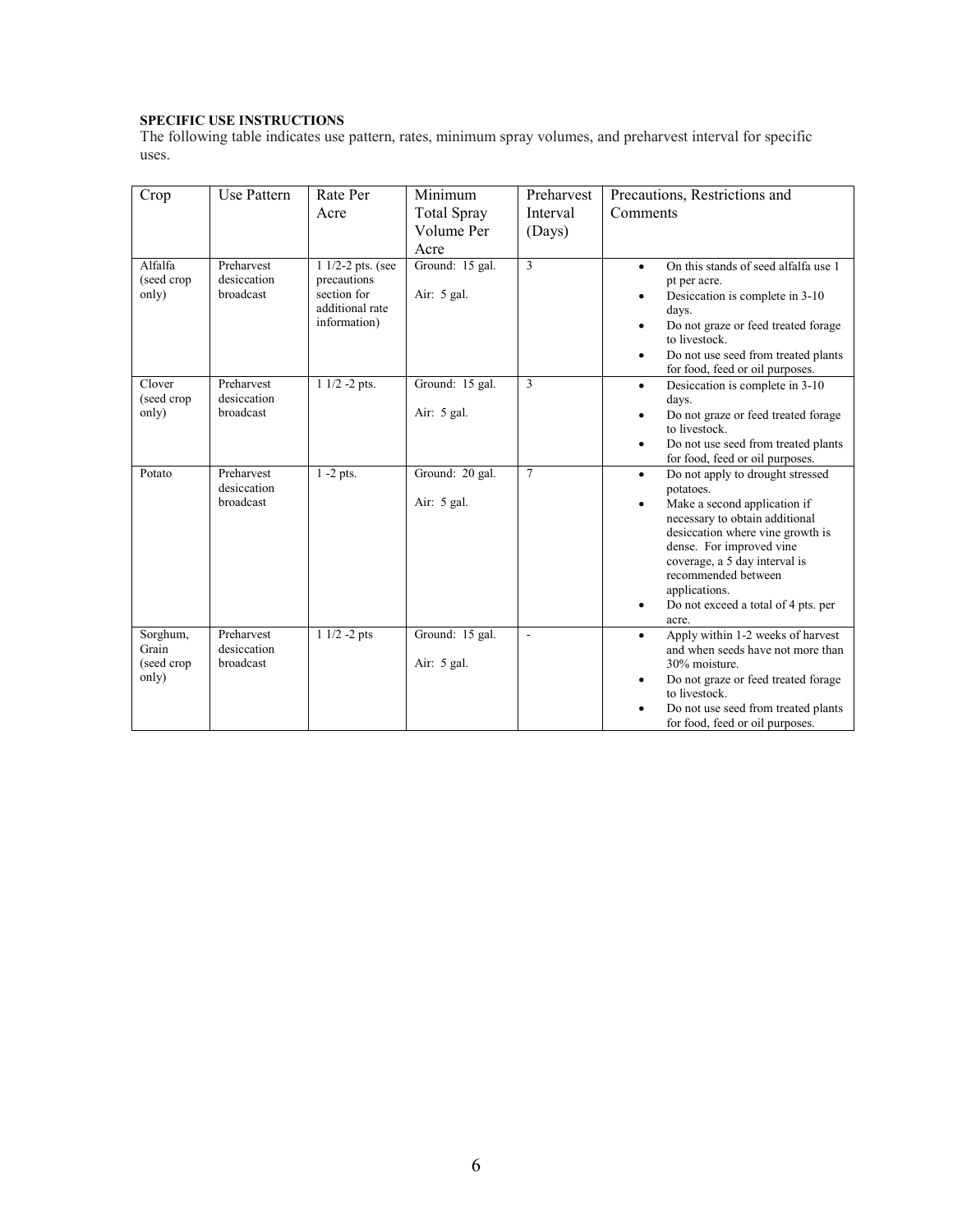**SPECIFIC USE INSTRUCTIONS**

The following table indicates use pattern, rates, minimum spray volumes, and preharvest interval for specific uses.

| Crop | Use Pattern | Rate Per Acre | Minimum Total Spray Volume Per Acre | Preharvest Interval (Days) | Precautions, Restrictions and Comments |
|---|---|---|---|---|---|
| Alfalfa (seed crop only) | Preharvest desiccation broadcast | 1 1/2-2 pts. (see precautions section for additional rate information) | Ground: 15 gal.<br>Air: 5 gal. | 3 | • On this stands of seed alfalfa use 1 pt per acre.<br>• Desiccation is complete in 3-10 days.<br>• Do not graze or feed treated forage to livestock.<br>• Do not use seed from treated plants for food, feed or oil purposes. |
| Clover (seed crop only) | Preharvest desiccation broadcast | 1 1/2 -2 pts. | Ground: 15 gal.<br>Air: 5 gal. | 3 | • Desiccation is complete in 3-10 days.<br>• Do not graze or feed treated forage to livestock.<br>• Do not use seed from treated plants for food, feed or oil purposes. |
| Potato | Preharvest desiccation broadcast | 1 -2 pts. | Ground: 20 gal.<br>Air: 5 gal. | 7 | • Do not apply to drought stressed potatoes.<br>• Make a second application if necessary to obtain additional desiccation where vine growth is dense. For improved vine coverage, a 5 day interval is recommended between applications.<br>• Do not exceed a total of 4 pts. per acre. |
| Sorghum, Grain (seed crop only) | Preharvest desiccation broadcast | 1 1/2 -2 pts | Ground: 15 gal.<br>Air: 5 gal. | - | • Apply within 1-2 weeks of harvest and when seeds have not more than 30% moisture.<br>• Do not graze or feed treated forage to livestock.<br>• Do not use seed from treated plants for food, feed or oil purposes. |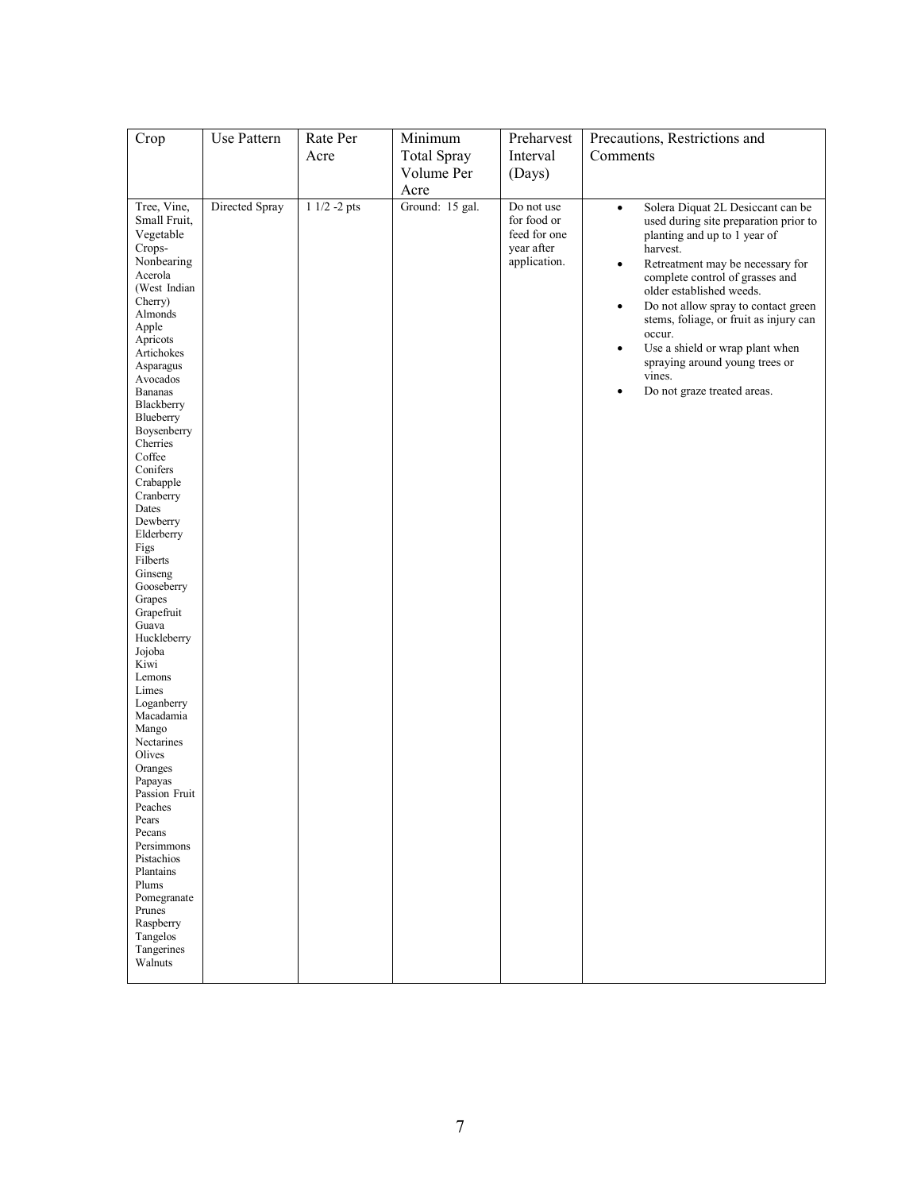| Crop | Use Pattern | Rate Per Acre | Minimum Total Spray Volume Per Acre | Preharvest Interval (Days) | Precautions, Restrictions and Comments |
|---|---|---|---|---|---|
| Tree, Vine, Small Fruit, Vegetable Crops- Nonbearing<br>Acerola (West Indian Cherry)<br>Almonds<br>Apple<br>Apricots<br>Artichokes<br>Asparagus<br>Avocados<br>Bananas<br>Blackberry<br>Blueberry<br>Boysenberry<br>Cherries<br>Coffee<br>Conifers<br>Crabapple<br>Cranberry<br>Dates<br>Dewberry<br>Elderberry<br>Figs<br>Filberts<br>Ginseng<br>Gooseberry<br>Grapes<br>Grapefruit<br>Guava<br>Huckleberry<br>Jojoba<br>Kiwi<br>Lemons<br>Limes<br>Loganberry<br>Macadamia<br>Mango<br>Nectarines<br>Olives<br>Oranges<br>Papayas<br>Passion Fruit<br>Peaches<br>Pears<br>Pecans<br>Persimmons<br>Pistachios<br>Plantains<br>Plums<br>Pomegranate<br>Prunes<br>Raspberry<br>Tangelos<br>Tangerines<br>Walnuts | Directed Spray | 1 1/2 -2 pts | Ground: 15 gal. | Do not use for food or feed for one year after application. | • Solera Diquat 2L Desiccant can be used during site preparation prior to planting and up to 1 year of harvest.<br>• Retreatment may be necessary for complete control of grasses and older established weeds.<br>• Do not allow spray to contact green stems, foliage, or fruit as injury can occur.<br>• Use a shield or wrap plant when spraying around young trees or vines.<br>• Do not graze treated areas. |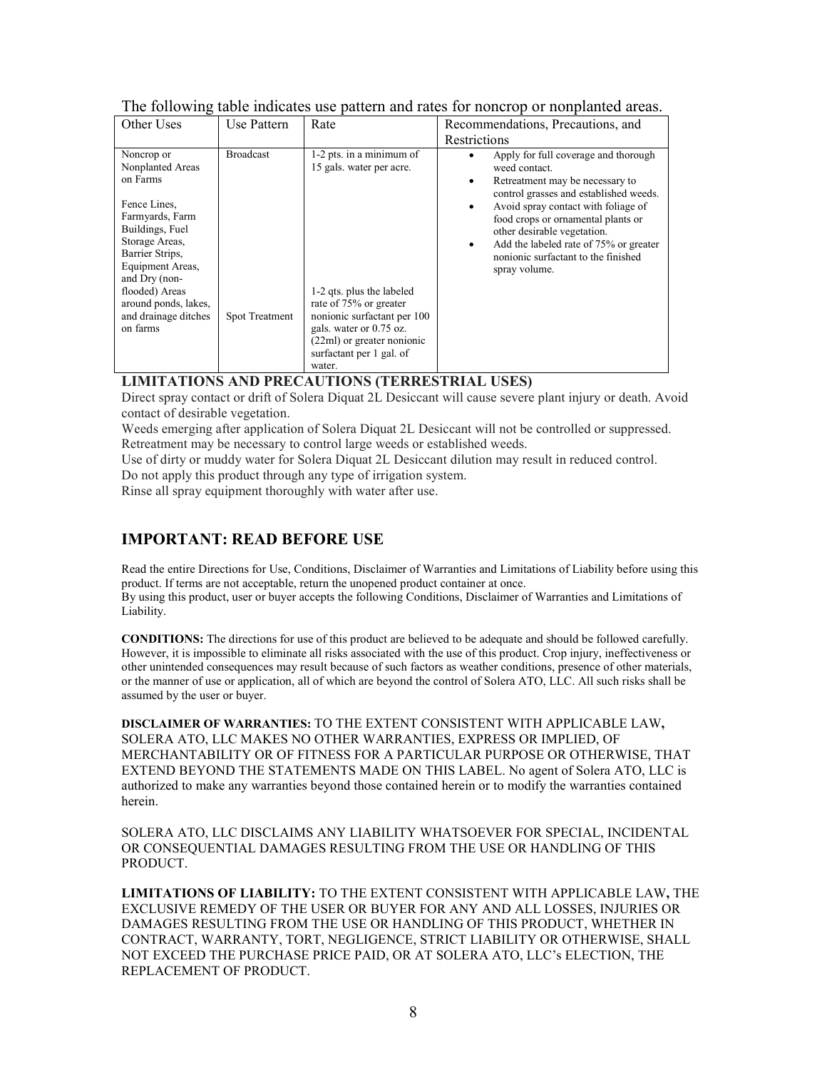The following table indicates use pattern and rates for noncrop or nonplanted areas.

| Other Uses | Use Pattern | Rate | Recommendations, Precautions, and Restrictions |
|---|---|---|---|
| Noncrop or Nonplanted Areas on Farms<br><br>Fence Lines, Farmyards, Farm Buildings, Fuel Storage Areas, Barrier Strips, Equipment Areas, and Dry (non-flooded) Areas around ponds, lakes, and drainage ditches on farms | Broadcast<br><br>Spot Treatment | 1-2 pts. in a minimum of 15 gals. water per acre.<br><br>1-2 qts. plus the labeled rate of 75% or greater nonionic surfactant per 100 gals. water or 0.75 oz. (22ml) or greater nonionic surfactant per 1 gal. of water. | • Apply for full coverage and thorough weed contact.<br>• Retreatment may be necessary to control grasses and established weeds.<br>• Avoid spray contact with foliage of food crops or ornamental plants or other desirable vegetation.<br>• Add the labeled rate of 75% or greater nonionic surfactant to the finished spray volume. |

**LIMITATIONS AND PRECAUTIONS (TERRESTRIAL USES)**

Direct spray contact or drift of Solera Diquat 2L Desiccant will cause severe plant injury or death. Avoid contact of desirable vegetation.

Weeds emerging after application of Solera Diquat 2L Desiccant will not be controlled or suppressed. Retreatment may be necessary to control large weeds or established weeds.

Use of dirty or muddy water for Solera Diquat 2L Desiccant dilution may result in reduced control.

Do not apply this product through any type of irrigation system.

Rinse all spray equipment thoroughly with water after use.

## IMPORTANT: READ BEFORE USE

Read the entire Directions for Use, Conditions, Disclaimer of Warranties and Limitations of Liability before using this product. If terms are not acceptable, return the unopened product container at once.

By using this product, user or buyer accepts the following Conditions, Disclaimer of Warranties and Limitations of Liability.

**CONDITIONS:** The directions for use of this product are believed to be adequate and should be followed carefully. However, it is impossible to eliminate all risks associated with the use of this product. Crop injury, ineffectiveness or other unintended consequences may result because of such factors as weather conditions, presence of other materials, or the manner of use or application, all of which are beyond the control of Solera ATO, LLC. All such risks shall be assumed by the user or buyer.

**DISCLAIMER OF WARRANTIES:** TO THE EXTENT CONSISTENT WITH APPLICABLE LAW**,** SOLERA ATO, LLC MAKES NO OTHER WARRANTIES, EXPRESS OR IMPLIED, OF MERCHANTABILITY OR OF FITNESS FOR A PARTICULAR PURPOSE OR OTHERWISE, THAT EXTEND BEYOND THE STATEMENTS MADE ON THIS LABEL. No agent of Solera ATO, LLC is authorized to make any warranties beyond those contained herein or to modify the warranties contained herein.

SOLERA ATO, LLC DISCLAIMS ANY LIABILITY WHATSOEVER FOR SPECIAL, INCIDENTAL OR CONSEQUENTIAL DAMAGES RESULTING FROM THE USE OR HANDLING OF THIS PRODUCT.

**LIMITATIONS OF LIABILITY:** TO THE EXTENT CONSISTENT WITH APPLICABLE LAW**,** THE EXCLUSIVE REMEDY OF THE USER OR BUYER FOR ANY AND ALL LOSSES, INJURIES OR DAMAGES RESULTING FROM THE USE OR HANDLING OF THIS PRODUCT, WHETHER IN CONTRACT, WARRANTY, TORT, NEGLIGENCE, STRICT LIABILITY OR OTHERWISE, SHALL NOT EXCEED THE PURCHASE PRICE PAID, OR AT SOLERA ATO, LLC's ELECTION, THE REPLACEMENT OF PRODUCT.